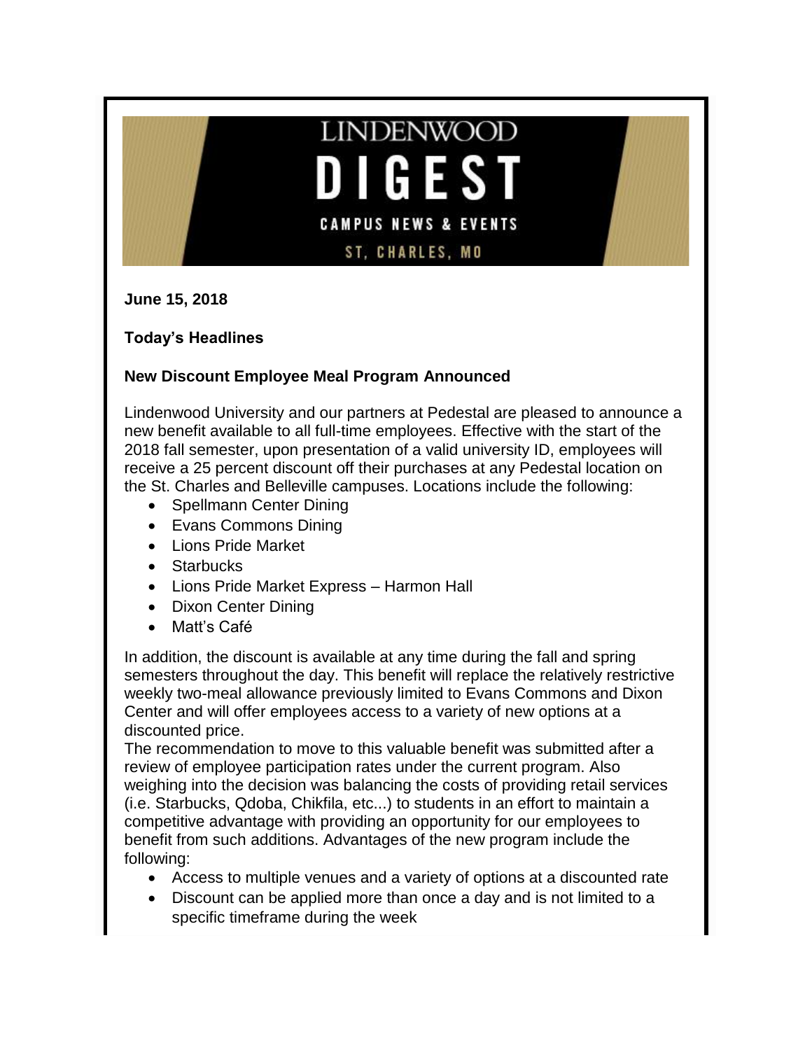# LINDENWOOD DIGEST

CAMPUS NEWS & EVENTS

ST. CHARLES, MO

**June 15, 2018**

**Today's Headlines**

### New Discount Employee Meal Program Announced

Lindenwood University and our partners at Pedestal are pleased to announce a new benefit available to all full-time employees. Effective with the start of the 2018 fall semester, upon presentation of a valid university ID, employees will receive a 25 percent discount off their purchases at any Pedestal location on the St. Charles and Belleville campuses. Locations include the following:

- Spellmann Center Dining
- Evans Commons Dining
- Lions Pride Market
- Starbucks
- Lions Pride Market Express – Harmon Hall
- Dixon Center Dining
- Matt's Café

In addition, the discount is available at any time during the fall and spring semesters throughout the day. This benefit will replace the relatively restrictive weekly two-meal allowance previously limited to Evans Commons and Dixon Center and will offer employees access to a variety of new options at a discounted price.

The recommendation to move to this valuable benefit was submitted after a review of employee participation rates under the current program. Also weighing into the decision was balancing the costs of providing retail services (i.e. Starbucks, Qdoba, Chikfila, etc...) to students in an effort to maintain a competitive advantage with providing an opportunity for our employees to benefit from such additions. Advantages of the new program include the following:

- Access to multiple venues and a variety of options at a discounted rate
- Discount can be applied more than once a day and is not limited to a specific timeframe during the week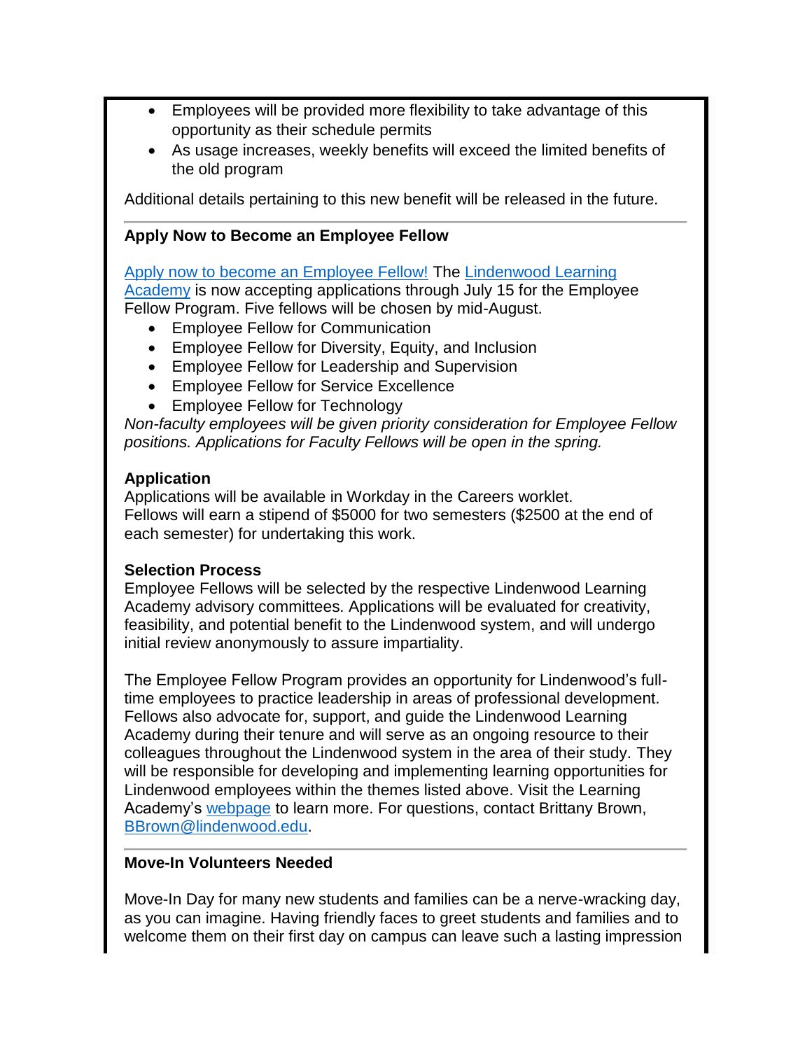- Employees will be provided more flexibility to take advantage of this opportunity as their schedule permits
- As usage increases, weekly benefits will exceed the limited benefits of the old program

Additional details pertaining to this new benefit will be released in the future.

---

**Apply Now to Become an Employee Fellow**

Apply now to become an Employee Fellow! The Lindenwood Learning Academy is now accepting applications through July 15 for the Employee Fellow Program. Five fellows will be chosen by mid-August.

- Employee Fellow for Communication
- Employee Fellow for Diversity, Equity, and Inclusion
- Employee Fellow for Leadership and Supervision
- Employee Fellow for Service Excellence
- Employee Fellow for Technology

*Non-faculty employees will be given priority consideration for Employee Fellow positions. Applications for Faculty Fellows will be open in the spring.*

**Application**
Applications will be available in Workday in the Careers worklet.
Fellows will earn a stipend of $5000 for two semesters ($2500 at the end of each semester) for undertaking this work.

**Selection Process**
Employee Fellows will be selected by the respective Lindenwood Learning Academy advisory committees. Applications will be evaluated for creativity, feasibility, and potential benefit to the Lindenwood system, and will undergo initial review anonymously to assure impartiality.

The Employee Fellow Program provides an opportunity for Lindenwood's full-time employees to practice leadership in areas of professional development. Fellows also advocate for, support, and guide the Lindenwood Learning Academy during their tenure and will serve as an ongoing resource to their colleagues throughout the Lindenwood system in the area of their study. They will be responsible for developing and implementing learning opportunities for Lindenwood employees within the themes listed above. Visit the Learning Academy's webpage to learn more. For questions, contact Brittany Brown, BBrown@lindenwood.edu.

---

**Move-In Volunteers Needed**

Move-In Day for many new students and families can be a nerve-wracking day, as you can imagine. Having friendly faces to greet students and families and to welcome them on their first day on campus can leave such a lasting impression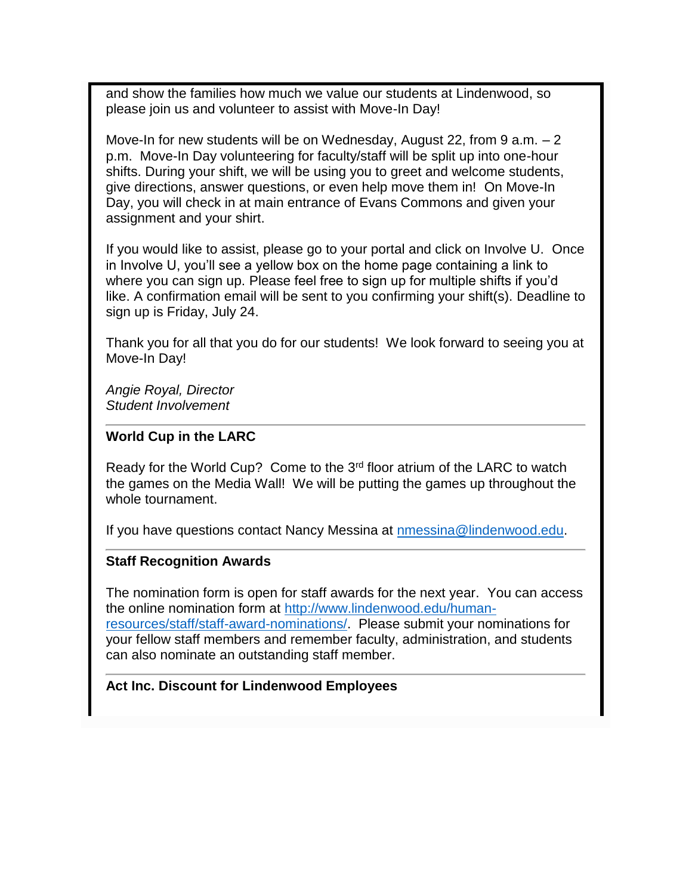and show the families how much we value our students at Lindenwood, so please join us and volunteer to assist with Move-In Day!

Move-In for new students will be on Wednesday, August 22, from 9 a.m. – 2 p.m. Move-In Day volunteering for faculty/staff will be split up into one-hour shifts. During your shift, we will be using you to greet and welcome students, give directions, answer questions, or even help move them in! On Move-In Day, you will check in at main entrance of Evans Commons and given your assignment and your shirt.

If you would like to assist, please go to your portal and click on Involve U. Once in Involve U, you'll see a yellow box on the home page containing a link to where you can sign up. Please feel free to sign up for multiple shifts if you'd like. A confirmation email will be sent to you confirming your shift(s). Deadline to sign up is Friday, July 24.

Thank you for all that you do for our students! We look forward to seeing you at Move-In Day!

*Angie Royal, Director*
*Student Involvement*

---

**World Cup in the LARC**

Ready for the World Cup? Come to the 3rd floor atrium of the LARC to watch the games on the Media Wall! We will be putting the games up throughout the whole tournament.

If you have questions contact Nancy Messina at nmessina@lindenwood.edu.

---

**Staff Recognition Awards**

The nomination form is open for staff awards for the next year. You can access the online nomination form at http://www.lindenwood.edu/human-resources/staff/staff-award-nominations/. Please submit your nominations for your fellow staff members and remember faculty, administration, and students can also nominate an outstanding staff member.

---

**Act Inc. Discount for Lindenwood Employees**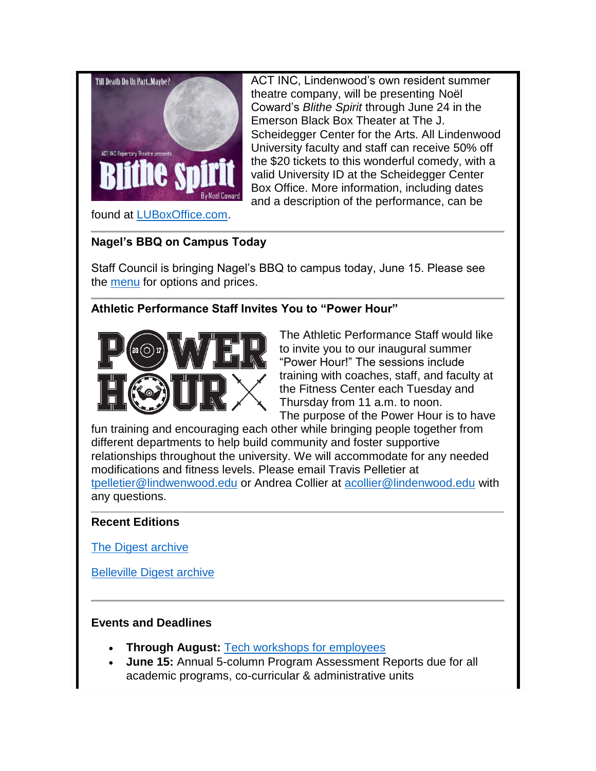ACT INC, Lindenwood's own resident summer theatre company, will be presenting Noël Coward's *Blithe Spirit* through June 24 in the Emerson Black Box Theater at The J. Scheidegger Center for the Arts. All Lindenwood University faculty and staff can receive 50% off the $20 tickets to this wonderful comedy, with a valid University ID at the Scheidegger Center Box Office. More information, including dates and a description of the performance, can be found at LUBoxOffice.com.

---

**Nagel's BBQ on Campus Today**

Staff Council is bringing Nagel's BBQ to campus today, June 15. Please see the menu for options and prices.

---

**Athletic Performance Staff Invites You to "Power Hour"**

The Athletic Performance Staff would like to invite you to our inaugural summer "Power Hour!" The sessions include training with coaches, staff, and faculty at the Fitness Center each Tuesday and Thursday from 11 a.m. to noon. The purpose of the Power Hour is to have fun training and encouraging each other while bringing people together from different departments to help build community and foster supportive relationships throughout the university. We will accommodate for any needed modifications and fitness levels. Please email Travis Pelletier at tpelletier@lindwenwood.edu or Andrea Collier at acollier@lindenwood.edu with any questions.

---

**Recent Editions**

The Digest archive

Belleville Digest archive

---

**Events and Deadlines**

- **Through August:** Tech workshops for employees
- **June 15:** Annual 5-column Program Assessment Reports due for all academic programs, co-curricular & administrative units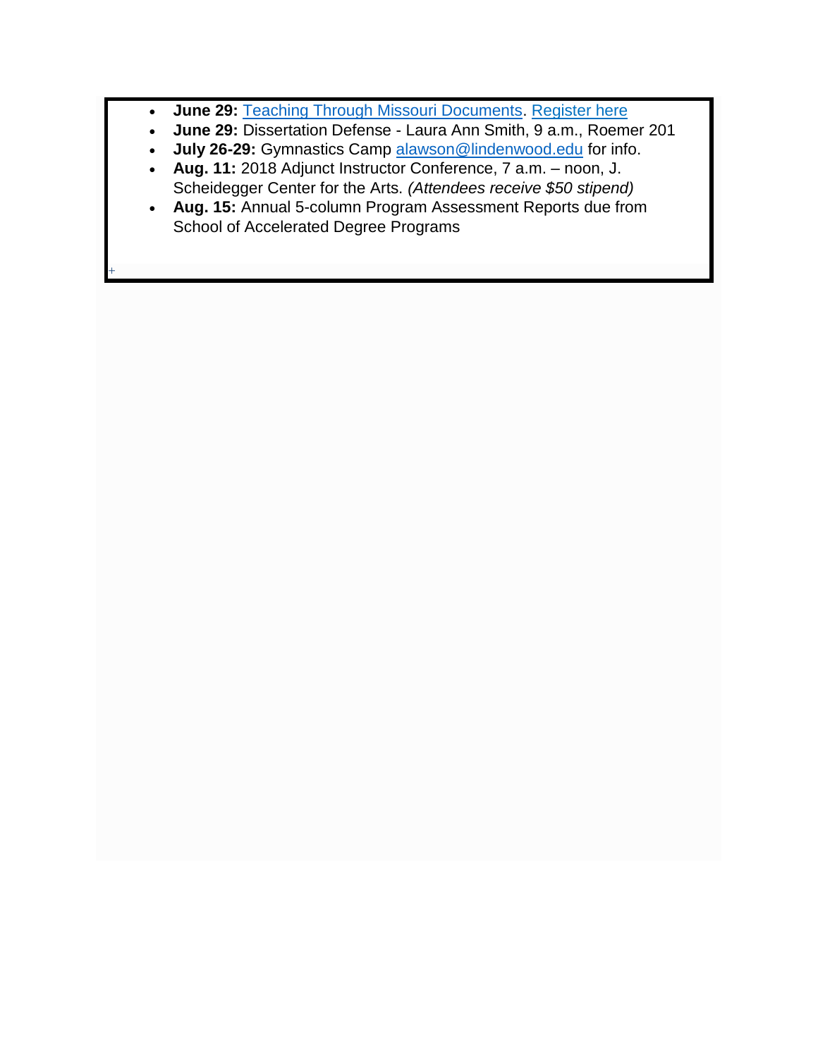- **June 29:** Teaching Through Missouri Documents. Register here
- **June 29:** Dissertation Defense - Laura Ann Smith, 9 a.m., Roemer 201
- **July 26-29:** Gymnastics Camp alawson@lindenwood.edu for info.
- **Aug. 11:** 2018 Adjunct Instructor Conference, 7 a.m. – noon, J. Scheidegger Center for the Arts. *(Attendees receive $50 stipend)*
- **Aug. 15:** Annual 5-column Program Assessment Reports due from School of Accelerated Degree Programs

+